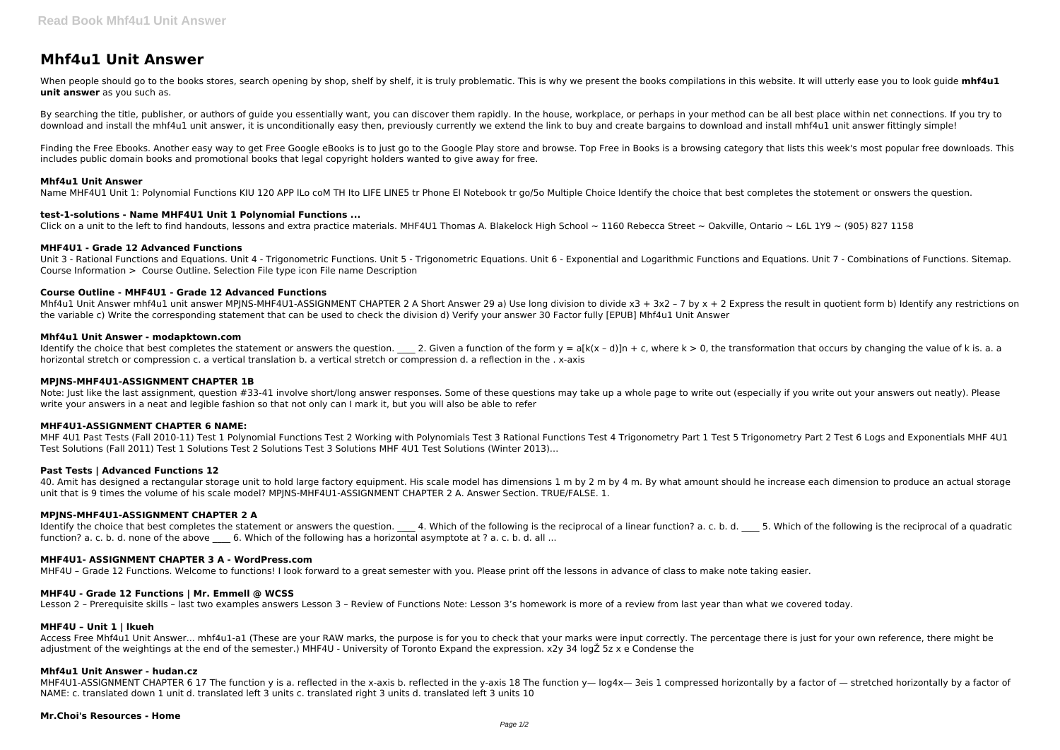# Mhf4u1 Unit Answer

When people should go to the books stores, search opening by shop, shelf by shelf, it is truly problematic. This is why we present the books compilations in this website. It will utterly ease you to look guide **mhf4u1 unit answer** as you such as.

By searching the title, publisher, or authors of guide you essentially want, you can discover them rapidly. In the house, workplace, or perhaps in your method can be all best place within net connections. If you try to download and install the mhf4u1 unit answer, it is unconditionally easy then, previously currently we extend the link to buy and create bargains to download and install mhf4u1 unit answer fittingly simple!

Finding the Free Ebooks. Another easy way to get Free Google eBooks is to just go to the Google Play store and browse. Top Free in Books is a browsing category that lists this week's most popular free downloads. This includes public domain books and promotional books that legal copyright holders wanted to give away for free.

### Mhf4u1 Unit Answer

Name MHF4U1 Unit 1: Polynomial Functions KIU 120 APP lLo coM TH Ito LIFE LINE5 tr Phone El Notebook tr go/5o Multiple Choice ldentify the choice that best completes the stotement or onswers the question.

### test-1-solutions - Name MHF4U1 Unit 1 Polynomial Functions ...

Click on a unit to the left to find handouts, lessons and extra practice materials. MHF4U1 Thomas A. Blakelock High School ~ 1160 Rebecca Street ~ Oakville, Ontario ~ L6L 1Y9 ~ (905) 827 1158

### MHF4U1 - Grade 12 Advanced Functions

Unit 3 - Rational Functions and Equations. Unit 4 - Trigonometric Functions. Unit 5 - Trigonometric Equations. Unit 6 - Exponential and Logarithmic Functions and Equations. Unit 7 - Combinations of Functions. Sitemap. Course Information > Course Outline. Selection File type icon File name Description

### Course Outline - MHF4U1 - Grade 12 Advanced Functions

Mhf4u1 Unit Answer mhf4u1 unit answer MPJNS-MHF4U1-ASSIGNMENT CHAPTER 2 A Short Answer 29 a) Use long division to divide x3 + 3x2 – 7 by x + 2 Express the result in quotient form b) Identify any restrictions on the variable c) Write the corresponding statement that can be used to check the division d) Verify your answer 30 Factor fully [EPUB] Mhf4u1 Unit Answer

### Mhf4u1 Unit Answer - modapktown.com

Identify the choice that best completes the statement or answers the question. ____ 2. Given a function of the form y = a[k(x – d)]n + c, where k > 0, the transformation that occurs by changing the value of k is. a. a horizontal stretch or compression c. a vertical translation b. a vertical stretch or compression d. a reflection in the . x-axis

### MPJNS-MHF4U1-ASSIGNMENT CHAPTER 1B

Note: Just like the last assignment, question #33-41 involve short/long answer responses. Some of these questions may take up a whole page to write out (especially if you write out your answers out neatly). Please write your answers in a neat and legible fashion so that not only can I mark it, but you will also be able to refer

### MHF4U1-ASSIGNMENT CHAPTER 6 NAME:

MHF 4U1 Past Tests (Fall 2010-11) Test 1 Polynomial Functions Test 2 Working with Polynomials Test 3 Rational Functions Test 4 Trigonometry Part 1 Test 5 Trigonometry Part 2 Test 6 Logs and Exponentials MHF 4U1 Test Solutions (Fall 2011) Test 1 Solutions Test 2 Solutions Test 3 Solutions MHF 4U1 Test Solutions (Winter 2013)...

### Past Tests | Advanced Functions 12

40. Amit has designed a rectangular storage unit to hold large factory equipment. His scale model has dimensions 1 m by 2 m by 4 m. By what amount should he increase each dimension to produce an actual storage unit that is 9 times the volume of his scale model? MPJNS-MHF4U1-ASSIGNMENT CHAPTER 2 A. Answer Section. TRUE/FALSE. 1.

### MPJNS-MHF4U1-ASSIGNMENT CHAPTER 2 A

Identify the choice that best completes the statement or answers the question. ____ 4. Which of the following is the reciprocal of a linear function? a. c. b. d. ____ 5. Which of the following is the reciprocal of a quadratic function? a. c. b. d. none of the above ____ 6. Which of the following has a horizontal asymptote at ? a. c. b. d. all ...

### MHF4U1- ASSIGNMENT CHAPTER 3 A - WordPress.com

MHF4U – Grade 12 Functions. Welcome to functions! I look forward to a great semester with you. Please print off the lessons in advance of class to make note taking easier.

### MHF4U - Grade 12 Functions | Mr. Emmell @ WCSS

Lesson 2 – Prerequisite skills – last two examples answers Lesson 3 – Review of Functions Note: Lesson 3's homework is more of a review from last year than what we covered today.

### MHF4U – Unit 1 | lkueh

Access Free Mhf4u1 Unit Answer... mhf4u1-a1 (These are your RAW marks, the purpose is for you to check that your marks were input correctly. The percentage there is just for your own reference, there might be adjustment of the weightings at the end of the semester.) MHF4U - University of Toronto Expand the expression. x2y 34 logŽ 5z x e Condense the

### Mhf4u1 Unit Answer - hudan.cz

MHF4U1-ASSIGNMENT CHAPTER 6 17 The function y is a. reflected in the x-axis b. reflected in the y-axis 18 The function y— log4x— 3eis 1 compressed horizontally by a factor of — stretched horizontally by a factor of NAME: c. translated down 1 unit d. translated left 3 units c. translated right 3 units d. translated left 3 units 10

### Mr.Choi's Resources - Home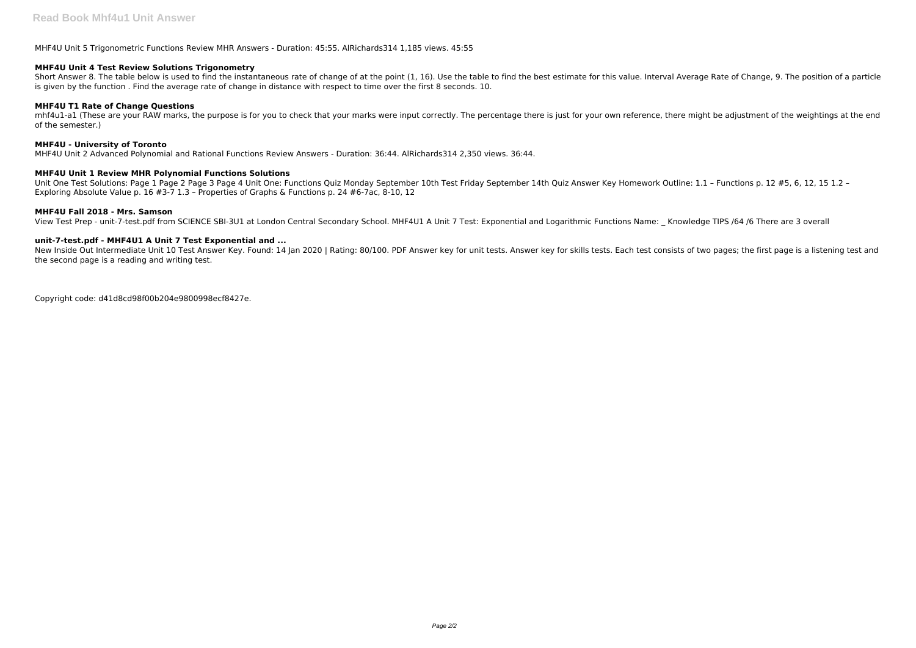MHF4U Unit 5 Trigonometric Functions Review MHR Answers - Duration: 45:55. AlRichards314 1,185 views. 45:55

### MHF4U Unit 4 Test Review Solutions Trigonometry

Short Answer 8. The table below is used to find the instantaneous rate of change of at the point (1, 16). Use the table to find the best estimate for this value. Interval Average Rate of Change, 9. The position of a particle is given by the function . Find the average rate of change in distance with respect to time over the first 8 seconds. 10.

### MHF4U T1 Rate of Change Questions

mhf4u1-a1 (These are your RAW marks, the purpose is for you to check that your marks were input correctly. The percentage there is just for your own reference, there might be adjustment of the weightings at the end of the semester.)

### MHF4U - University of Toronto

MHF4U Unit 2 Advanced Polynomial and Rational Functions Review Answers - Duration: 36:44. AlRichards314 2,350 views. 36:44.

### MHF4U Unit 1 Review MHR Polynomial Functions Solutions

Unit One Test Solutions: Page 1 Page 2 Page 3 Page 4 Unit One: Functions Quiz Monday September 10th Test Friday September 14th Quiz Answer Key Homework Outline: 1.1 – Functions p. 12 #5, 6, 12, 15 1.2 – Exploring Absolute Value p. 16 #3-7 1.3 – Properties of Graphs & Functions p. 24 #6-7ac, 8-10, 12

### MHF4U Fall 2018 - Mrs. Samson

View Test Prep - unit-7-test.pdf from SCIENCE SBI-3U1 at London Central Secondary School. MHF4U1 A Unit 7 Test: Exponential and Logarithmic Functions Name: _ Knowledge TIPS /64 /6 There are 3 overall

### unit-7-test.pdf - MHF4U1 A Unit 7 Test Exponential and ...

New Inside Out Intermediate Unit 10 Test Answer Key. Found: 14 Jan 2020 | Rating: 80/100. PDF Answer key for unit tests. Answer key for skills tests. Each test consists of two pages; the first page is a listening test and the second page is a reading and writing test.

Copyright code: d41d8cd98f00b204e9800998ecf8427e.